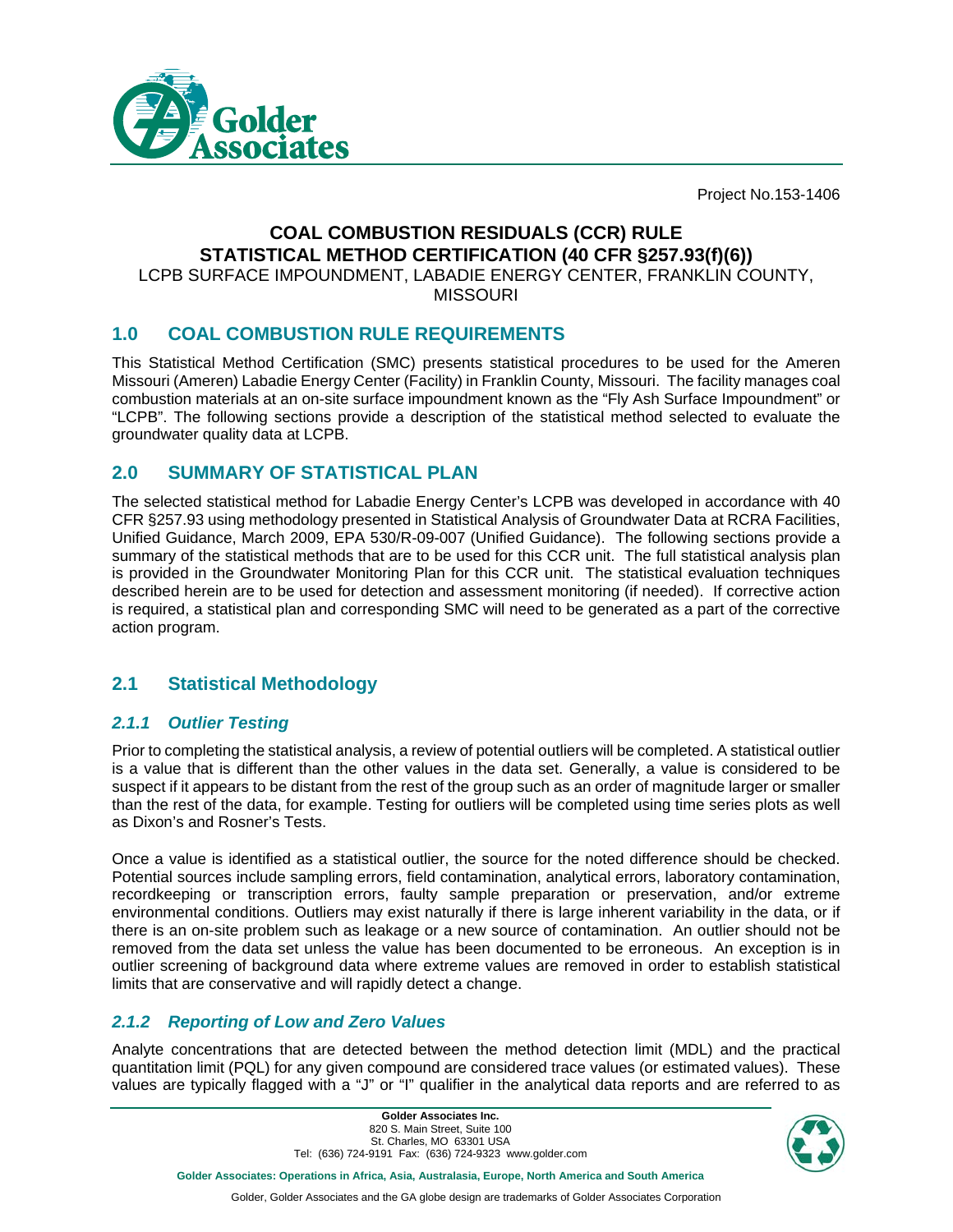Project No.153-1406

# COAL COMBUSTION RESIDUALS (CCR) RULE STATISTICAL METHOD CERTIFICATION (40 CFR §257.93(f)(6))

LCPB SURFACE IMPOUNDMENT, LABADIE ENERGY CENTER, FRANKLIN COUNTY, MISSOURI

## 1.0 COAL COMBUSTION RULE REQUIREMENTS

This Statistical Method Certification (SMC) presents statistical procedures to be used for the Ameren Missouri (Ameren) Labadie Energy Center (Facility) in Franklin County, Missouri. The facility manages coal combustion materials at an on-site surface impoundment known as the "Fly Ash Surface Impoundment" or "LCPB". The following sections provide a description of the statistical method selected to evaluate the groundwater quality data at LCPB.

## 2.0 SUMMARY OF STATISTICAL PLAN

The selected statistical method for Labadie Energy Center's LCPB was developed in accordance with 40 CFR §257.93 using methodology presented in Statistical Analysis of Groundwater Data at RCRA Facilities, Unified Guidance, March 2009, EPA 530/R-09-007 (Unified Guidance). The following sections provide a summary of the statistical methods that are to be used for this CCR unit. The full statistical analysis plan is provided in the Groundwater Monitoring Plan for this CCR unit. The statistical evaluation techniques described herein are to be used for detection and assessment monitoring (if needed). If corrective action is required, a statistical plan and corresponding SMC will need to be generated as a part of the corrective action program.

### 2.1 Statistical Methodology

#### *2.1.1 Outlier Testing*

Prior to completing the statistical analysis, a review of potential outliers will be completed. A statistical outlier is a value that is different than the other values in the data set. Generally, a value is considered to be suspect if it appears to be distant from the rest of the group such as an order of magnitude larger or smaller than the rest of the data, for example. Testing for outliers will be completed using time series plots as well as Dixon's and Rosner's Tests.

Once a value is identified as a statistical outlier, the source for the noted difference should be checked. Potential sources include sampling errors, field contamination, analytical errors, laboratory contamination, recordkeeping or transcription errors, faulty sample preparation or preservation, and/or extreme environmental conditions. Outliers may exist naturally if there is large inherent variability in the data, or if there is an on-site problem such as leakage or a new source of contamination. An outlier should not be removed from the data set unless the value has been documented to be erroneous. An exception is in outlier screening of background data where extreme values are removed in order to establish statistical limits that are conservative and will rapidly detect a change.

#### *2.1.2 Reporting of Low and Zero Values*

Analyte concentrations that are detected between the method detection limit (MDL) and the practical quantitation limit (PQL) for any given compound are considered trace values (or estimated values). These values are typically flagged with a "J" or "I" qualifier in the analytical data reports and are referred to as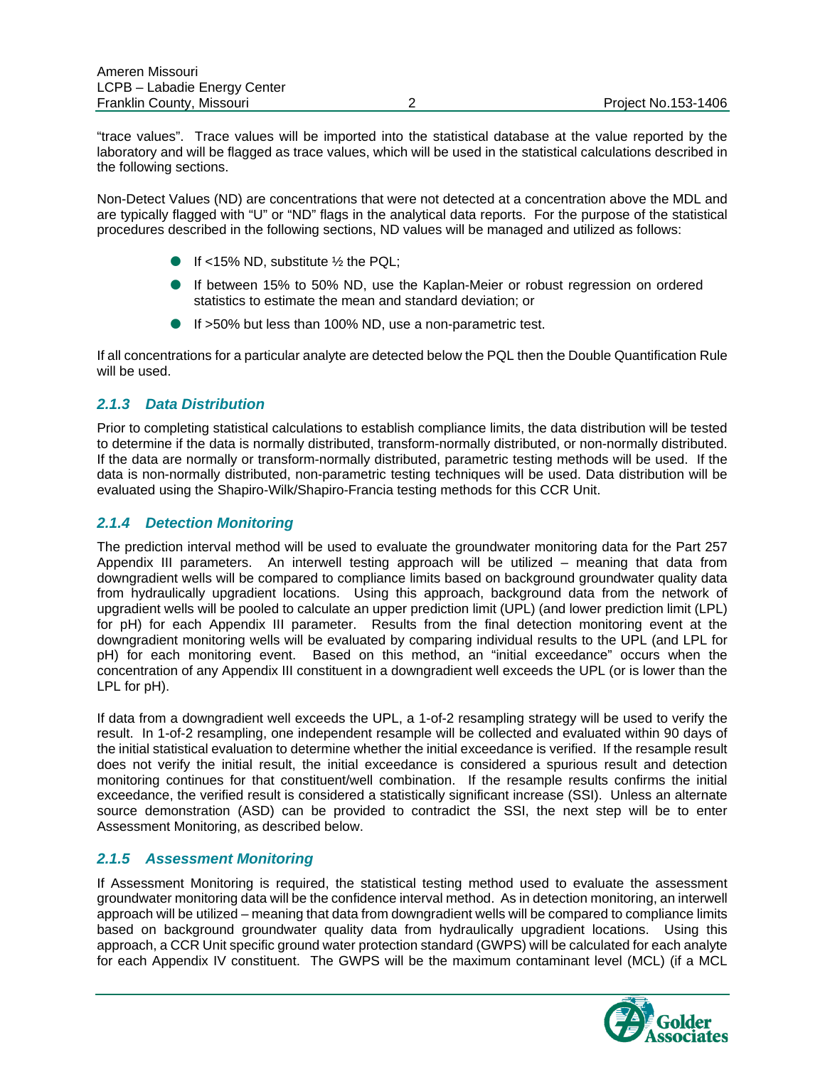"trace values". Trace values will be imported into the statistical database at the value reported by the laboratory and will be flagged as trace values, which will be used in the statistical calculations described in the following sections.

Non-Detect Values (ND) are concentrations that were not detected at a concentration above the MDL and are typically flagged with "U" or "ND" flags in the analytical data reports. For the purpose of the statistical procedures described in the following sections, ND values will be managed and utilized as follows:

- If <15% ND, substitute ½ the PQL;
- If between 15% to 50% ND, use the Kaplan-Meier or robust regression on ordered statistics to estimate the mean and standard deviation; or
- If >50% but less than 100% ND, use a non-parametric test.

If all concentrations for a particular analyte are detected below the PQL then the Double Quantification Rule will be used.

### *2.1.3 Data Distribution*

Prior to completing statistical calculations to establish compliance limits, the data distribution will be tested to determine if the data is normally distributed, transform-normally distributed, or non-normally distributed. If the data are normally or transform-normally distributed, parametric testing methods will be used. If the data is non-normally distributed, non-parametric testing techniques will be used. Data distribution will be evaluated using the Shapiro-Wilk/Shapiro-Francia testing methods for this CCR Unit.

### *2.1.4 Detection Monitoring*

The prediction interval method will be used to evaluate the groundwater monitoring data for the Part 257 Appendix III parameters. An interwell testing approach will be utilized – meaning that data from downgradient wells will be compared to compliance limits based on background groundwater quality data from hydraulically upgradient locations. Using this approach, background data from the network of upgradient wells will be pooled to calculate an upper prediction limit (UPL) (and lower prediction limit (LPL) for pH) for each Appendix III parameter. Results from the final detection monitoring event at the downgradient monitoring wells will be evaluated by comparing individual results to the UPL (and LPL for pH) for each monitoring event. Based on this method, an "initial exceedance" occurs when the concentration of any Appendix III constituent in a downgradient well exceeds the UPL (or is lower than the LPL for pH).

If data from a downgradient well exceeds the UPL, a 1-of-2 resampling strategy will be used to verify the result. In 1-of-2 resampling, one independent resample will be collected and evaluated within 90 days of the initial statistical evaluation to determine whether the initial exceedance is verified. If the resample result does not verify the initial result, the initial exceedance is considered a spurious result and detection monitoring continues for that constituent/well combination. If the resample results confirms the initial exceedance, the verified result is considered a statistically significant increase (SSI). Unless an alternate source demonstration (ASD) can be provided to contradict the SSI, the next step will be to enter Assessment Monitoring, as described below.

### *2.1.5 Assessment Monitoring*

If Assessment Monitoring is required, the statistical testing method used to evaluate the assessment groundwater monitoring data will be the confidence interval method. As in detection monitoring, an interwell approach will be utilized – meaning that data from downgradient wells will be compared to compliance limits based on background groundwater quality data from hydraulically upgradient locations. Using this approach, a CCR Unit specific ground water protection standard (GWPS) will be calculated for each analyte for each Appendix IV constituent. The GWPS will be the maximum contaminant level (MCL) (if a MCL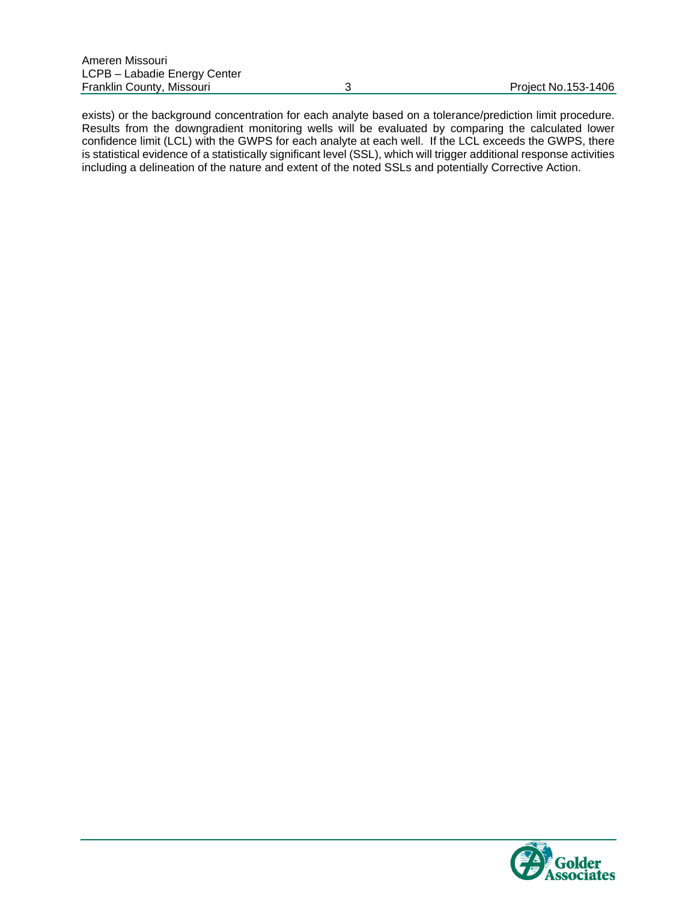exists) or the background concentration for each analyte based on a tolerance/prediction limit procedure. Results from the downgradient monitoring wells will be evaluated by comparing the calculated lower confidence limit (LCL) with the GWPS for each analyte at each well. If the LCL exceeds the GWPS, there is statistical evidence of a statistically significant level (SSL), which will trigger additional response activities including a delineation of the nature and extent of the noted SSLs and potentially Corrective Action.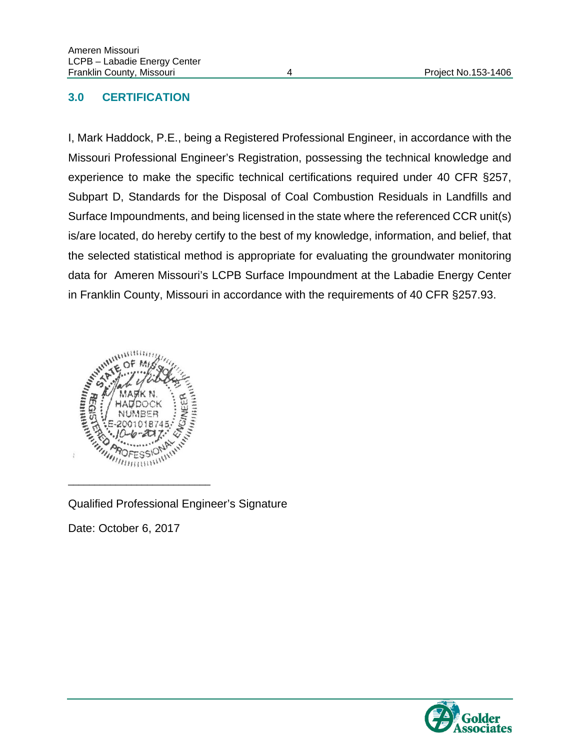## 3.0 CERTIFICATION

I, Mark Haddock, P.E., being a Registered Professional Engineer, in accordance with the Missouri Professional Engineer's Registration, possessing the technical knowledge and experience to make the specific technical certifications required under 40 CFR §257, Subpart D, Standards for the Disposal of Coal Combustion Residuals in Landfills and Surface Impoundments, and being licensed in the state where the referenced CCR unit(s) is/are located, do hereby certify to the best of my knowledge, information, and belief, that the selected statistical method is appropriate for evaluating the groundwater monitoring data for Ameren Missouri's LCPB Surface Impoundment at the Labadie Energy Center in Franklin County, Missouri in accordance with the requirements of 40 CFR §257.93.

STATE OF MISSOURI
MARK N. HADDOCK
NUMBER
E-2001018745
10-6-2017
REGISTERED PROFESSIONAL ENGINEER

\_\_\_\_\_\_\_\_\_\_\_\_\_\_\_\_\_\_\_\_\_\_\_\_

Qualified Professional Engineer's Signature

Date: October 6, 2017